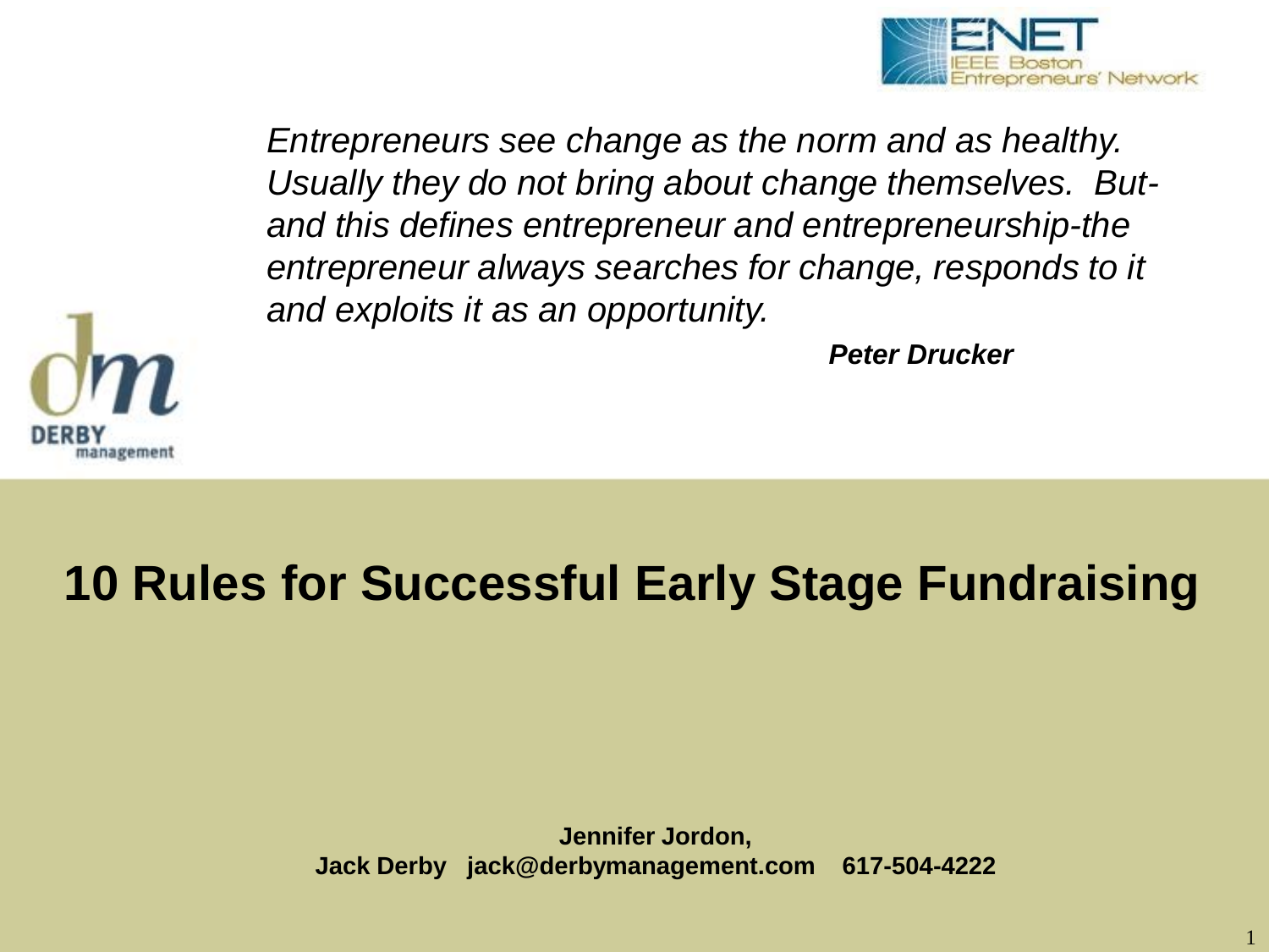ENET IEEE Boston Entrepreneurs' Network

*Entrepreneurs see change as the norm and as healthy. Usually they do not bring about change themselves. But- and this defines entrepreneur and entrepreneurship-the entrepreneur always searches for change, responds to it and exploits it as an opportunity.*

***Peter Drucker***

DERBY management

# 10 Rules for Successful Early Stage Fundraising

**Jennifer Jordon,**
**Jack Derby jack@derbymanagement.com 617-504-4222**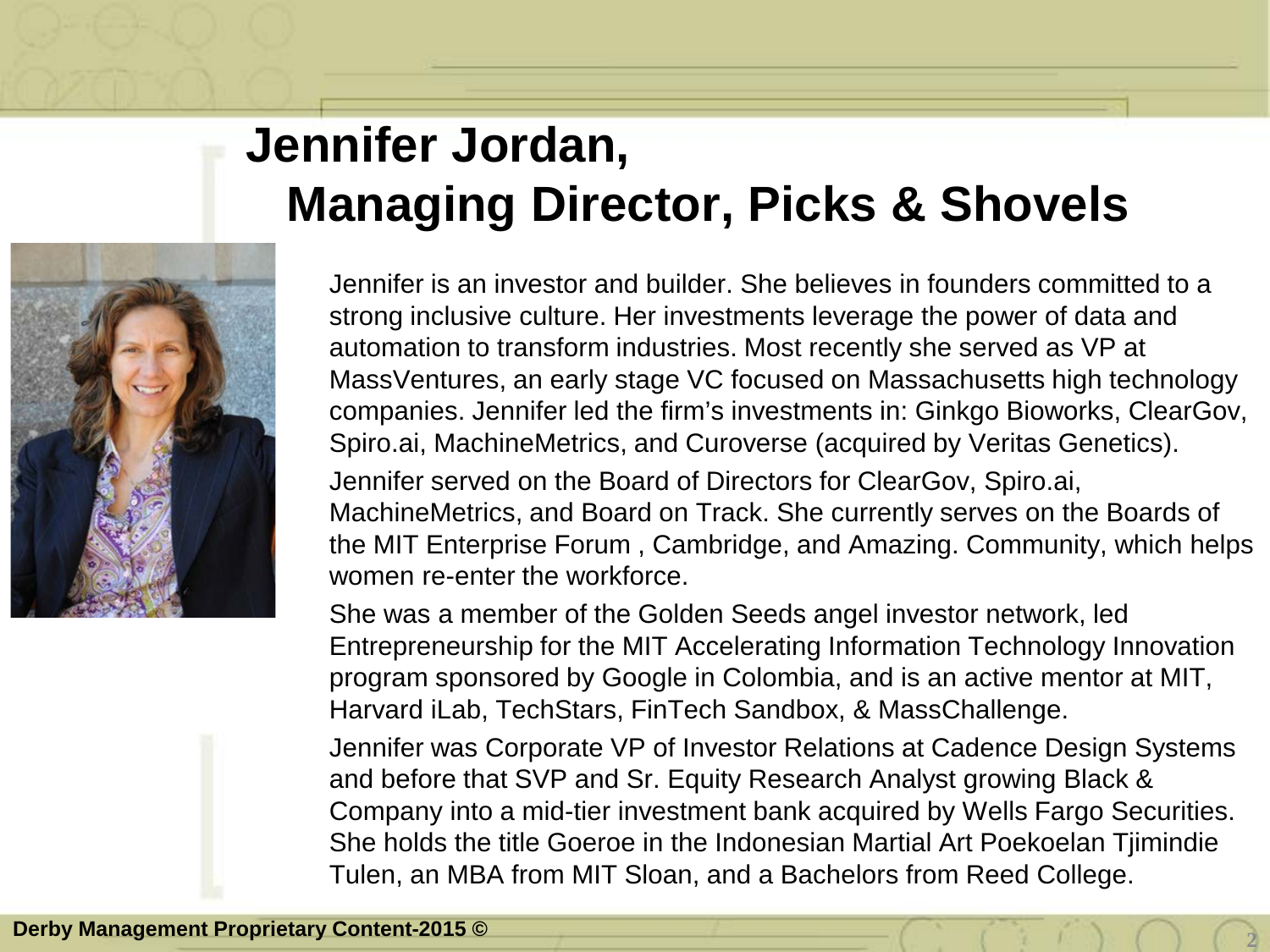# Jennifer Jordan, Managing Director, Picks & Shovels

Jennifer is an investor and builder. She believes in founders committed to a strong inclusive culture. Her investments leverage the power of data and automation to transform industries. Most recently she served as VP at MassVentures, an early stage VC focused on Massachusetts high technology companies. Jennifer led the firm's investments in: Ginkgo Bioworks, ClearGov, Spiro.ai, MachineMetrics, and Curoverse (acquired by Veritas Genetics).

Jennifer served on the Board of Directors for ClearGov, Spiro.ai, MachineMetrics, and Board on Track. She currently serves on the Boards of the MIT Enterprise Forum , Cambridge, and Amazing. Community, which helps women re-enter the workforce.

She was a member of the Golden Seeds angel investor network, led Entrepreneurship for the MIT Accelerating Information Technology Innovation program sponsored by Google in Colombia, and is an active mentor at MIT, Harvard iLab, TechStars, FinTech Sandbox, & MassChallenge.

Jennifer was Corporate VP of Investor Relations at Cadence Design Systems and before that SVP and Sr. Equity Research Analyst growing Black & Company into a mid-tier investment bank acquired by Wells Fargo Securities. She holds the title Goeroe in the Indonesian Martial Art Poekoelan Tjimindie Tulen, an MBA from MIT Sloan, and a Bachelors from Reed College.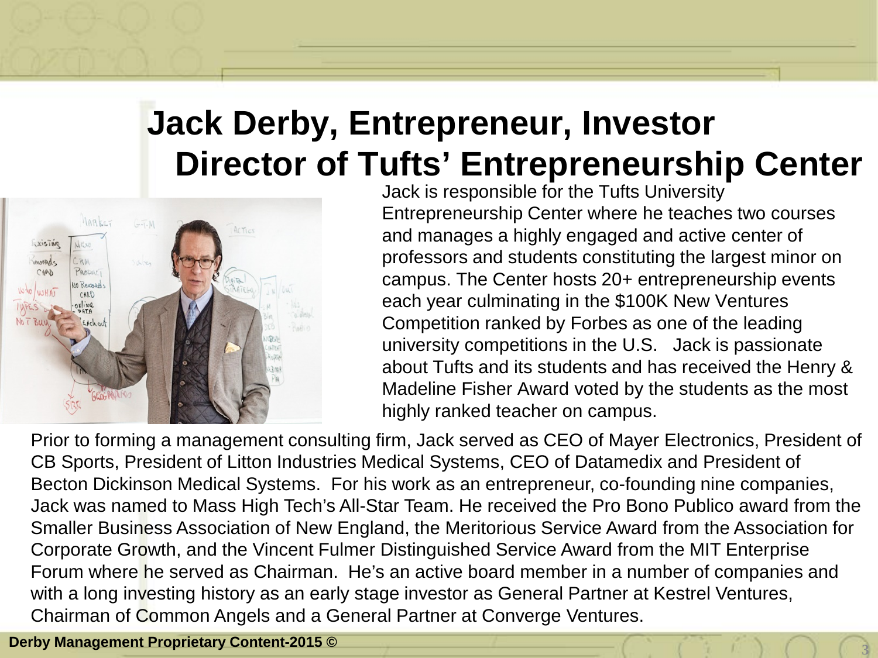# Jack Derby, Entrepreneur, Investor
# Director of Tufts' Entrepreneurship Center

Jack is responsible for the Tufts University Entrepreneurship Center where he teaches two courses and manages a highly engaged and active center of professors and students constituting the largest minor on campus. The Center hosts 20+ entrepreneurship events each year culminating in the $100K New Ventures Competition ranked by Forbes as one of the leading university competitions in the U.S. Jack is passionate about Tufts and its students and has received the Henry & Madeline Fisher Award voted by the students as the most highly ranked teacher on campus.

Prior to forming a management consulting firm, Jack served as CEO of Mayer Electronics, President of CB Sports, President of Litton Industries Medical Systems, CEO of Datamedix and President of Becton Dickinson Medical Systems. For his work as an entrepreneur, co-founding nine companies, Jack was named to Mass High Tech's All-Star Team. He received the Pro Bono Publico award from the Smaller Business Association of New England, the Meritorious Service Award from the Association for Corporate Growth, and the Vincent Fulmer Distinguished Service Award from the MIT Enterprise Forum where he served as Chairman. He's an active board member in a number of companies and with a long investing history as an early stage investor as General Partner at Kestrel Ventures, Chairman of Common Angels and a General Partner at Converge Ventures.

**Derby Management Proprietary Content-2015 ©**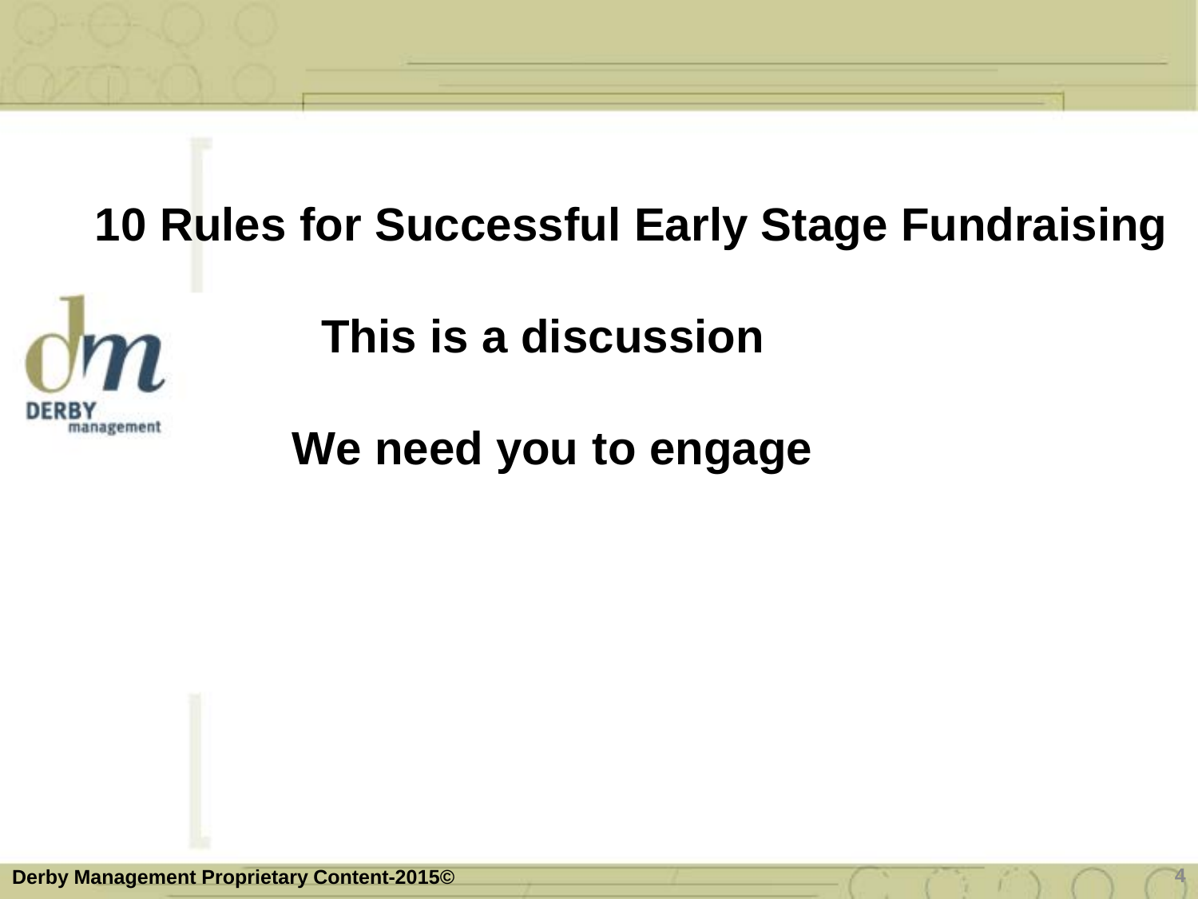# 10 Rules for Successful Early Stage Fundraising

**This is a discussion**

**We need you to engage**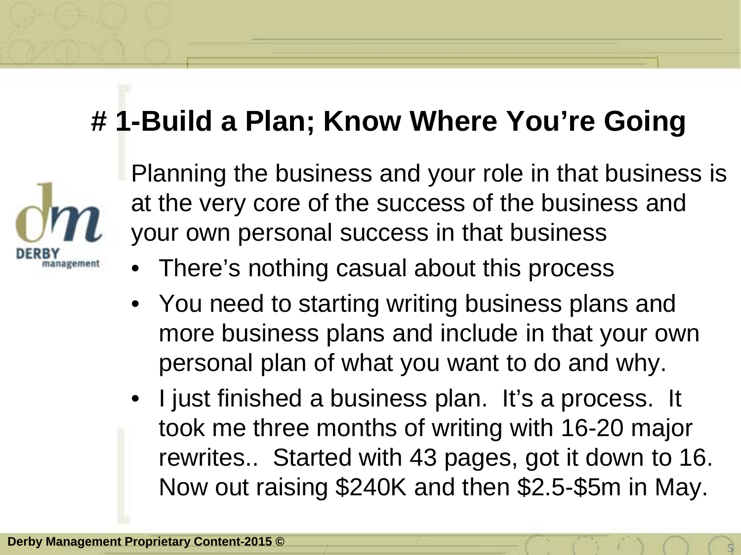# # 1-Build a Plan; Know Where You're Going

Planning the business and your role in that business is at the very core of the success of the business and your own personal success in that business

- There's nothing casual about this process
- You need to starting writing business plans and more business plans and include in that your own personal plan of what you want to do and why.
- I just finished a business plan. It's a process. It took me three months of writing with 16-20 major rewrites.. Started with 43 pages, got it down to 16. Now out raising $240K and then $2.5-$5m in May.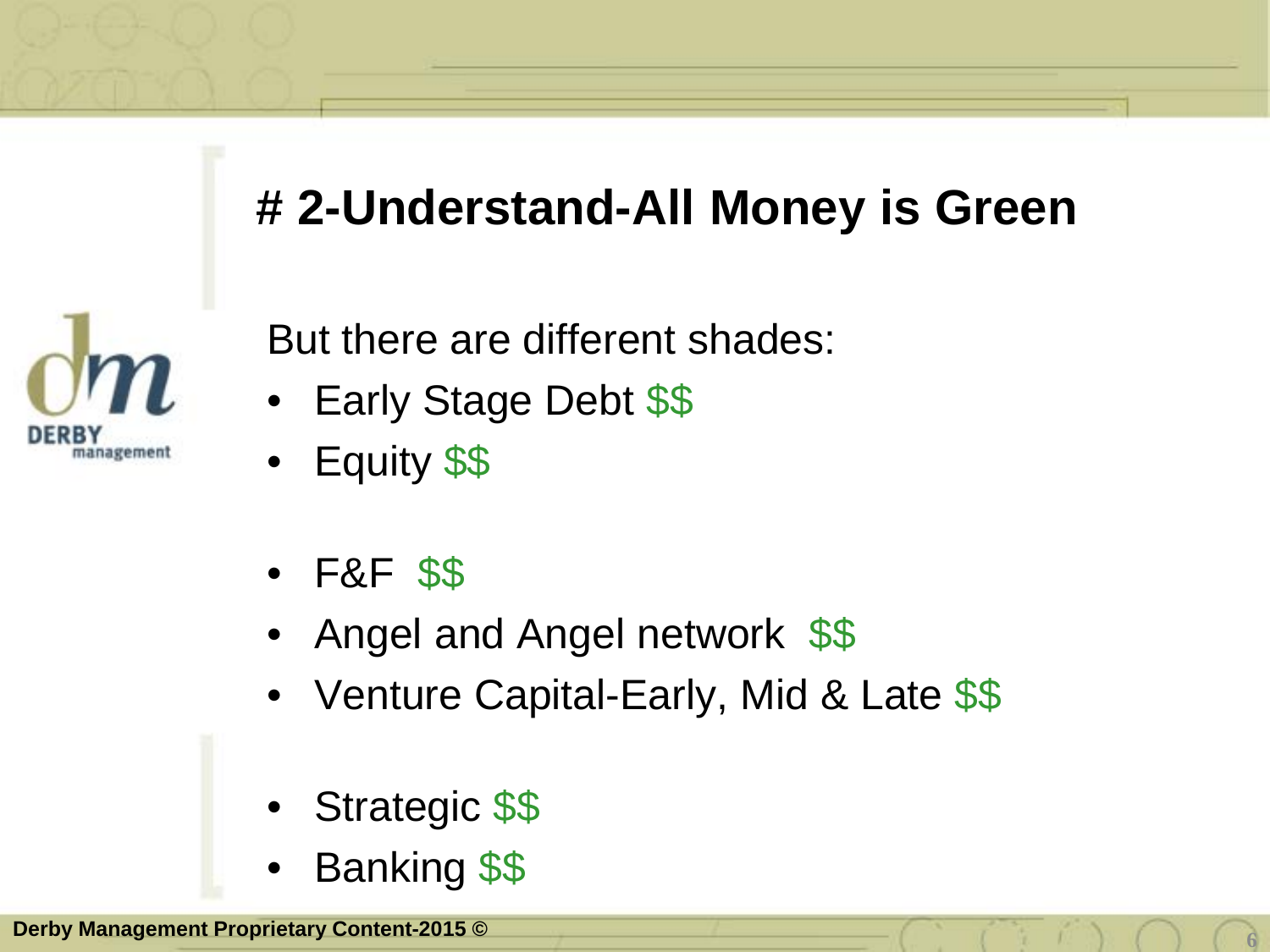# # 2-Understand-All Money is Green

But there are different shades:

- Early Stage Debt $$
- Equity $$

- F&F $$
- Angel and Angel network $$
- Venture Capital-Early, Mid & Late $$

- Strategic $$
- Banking $$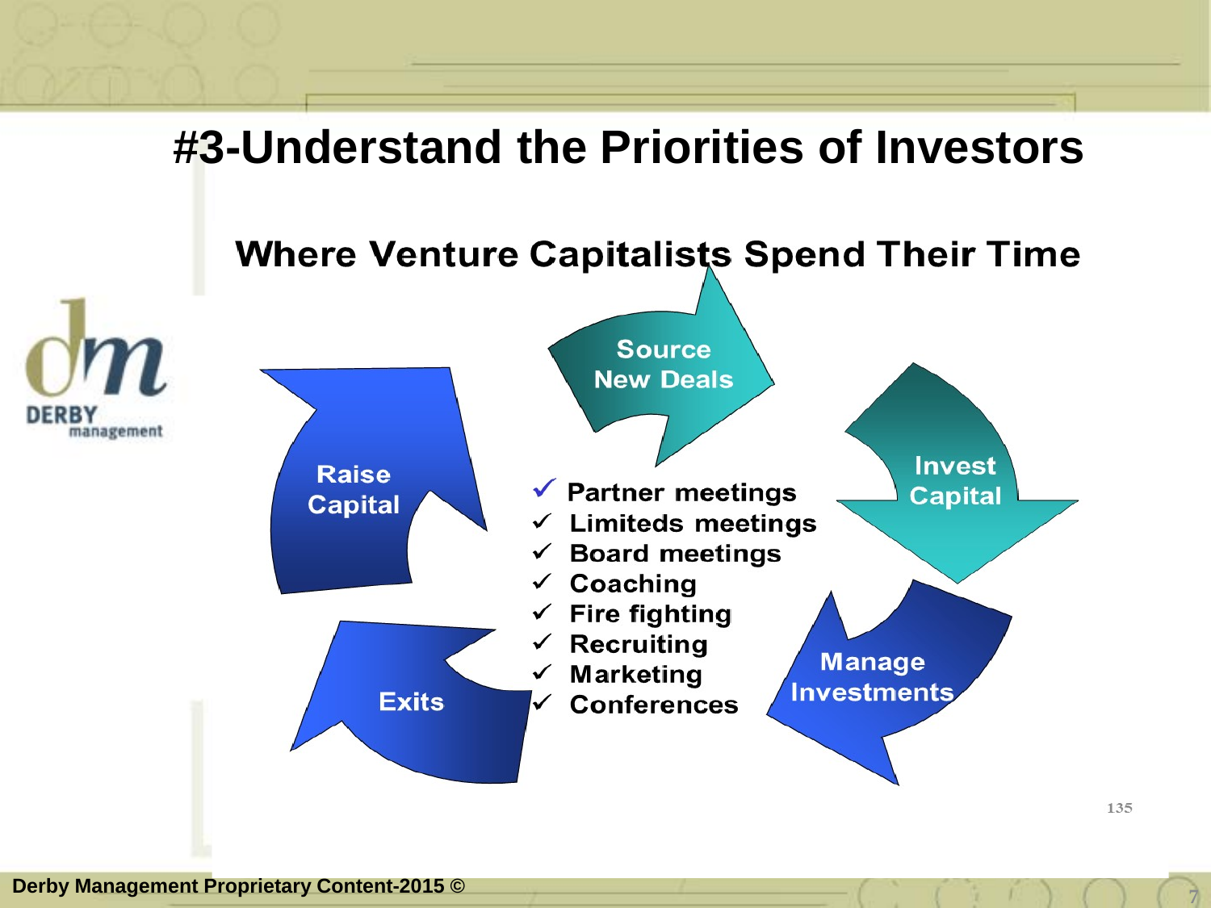# #3-Understand the Priorities of Investors

## Where Venture Capitalists Spend Their Time

- Source New Deals
- Invest Capital
- Manage Investments
- Exits
- Raise Capital

- ✓ Partner meetings
- ✓ Limiteds meetings
- ✓ Board meetings
- ✓ Coaching
- ✓ Fire fighting
- ✓ Recruiting
- ✓ Marketing
- ✓ Conferences

Derby Management Proprietary Content-2015 ©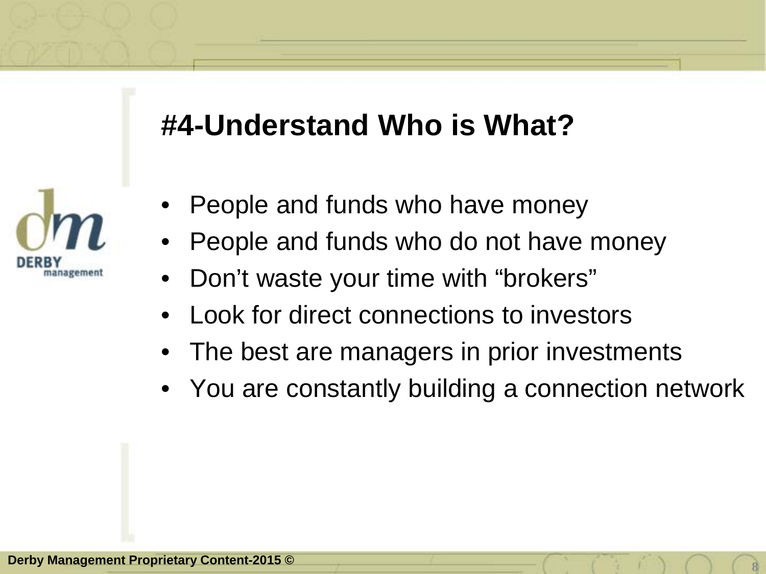# #4-Understand Who is What?

- People and funds who have money
- People and funds who do not have money
- Don't waste your time with "brokers"
- Look for direct connections to investors
- The best are managers in prior investments
- You are constantly building a connection network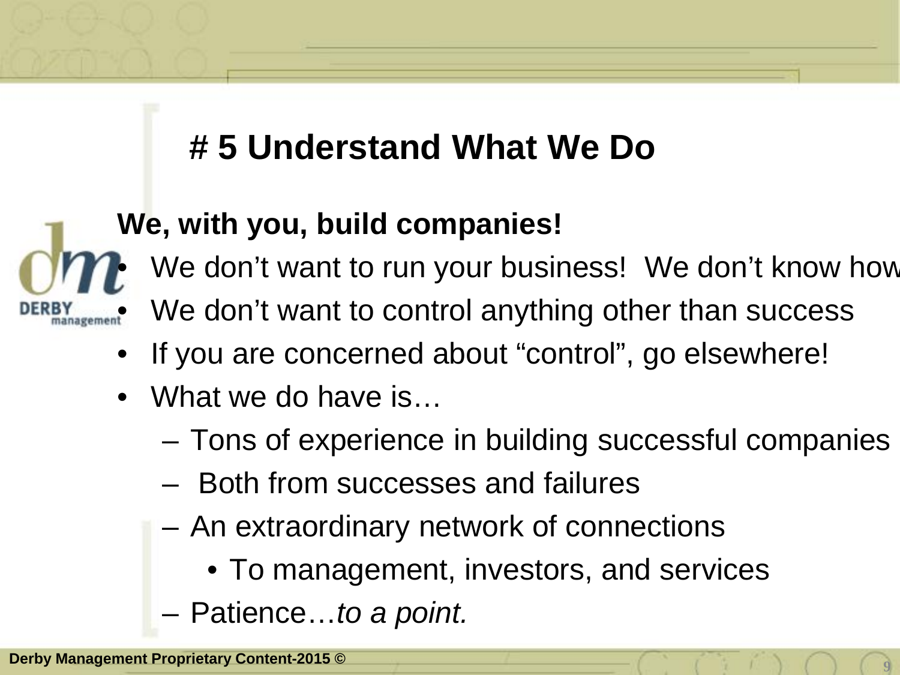# # 5 Understand What We Do

**We, with you, build companies!**

- We don't want to run your business!  We don't know how
- We don't want to control anything other than success
- If you are concerned about "control", go elsewhere!
- What we do have is…
  - Tons of experience in building successful companies
  - Both from successes and failures
  - An extraordinary network of connections
    - To management, investors, and services
  - Patience…*to a point.*

**Derby Management Proprietary Content-2015 ©**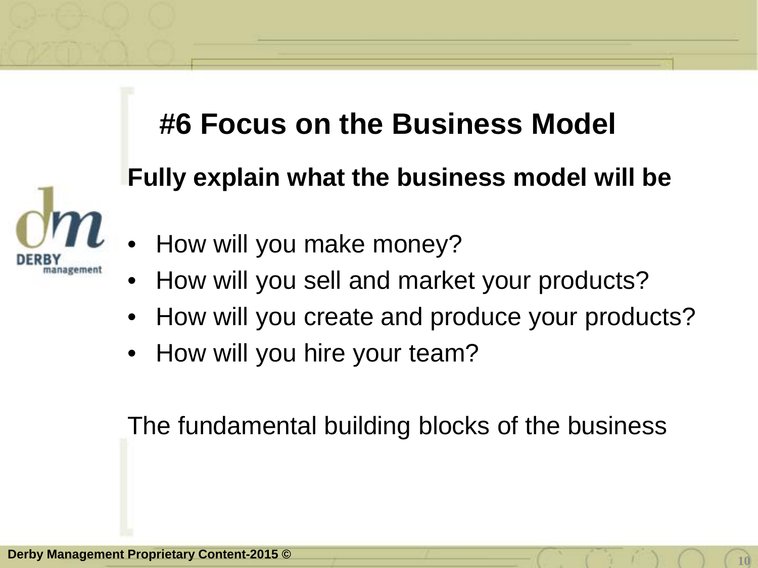# #6 Focus on the Business Model

**Fully explain what the business model will be**

- How will you make money?
- How will you sell and market your products?
- How will you create and produce your products?
- How will you hire your team?

The fundamental building blocks of the business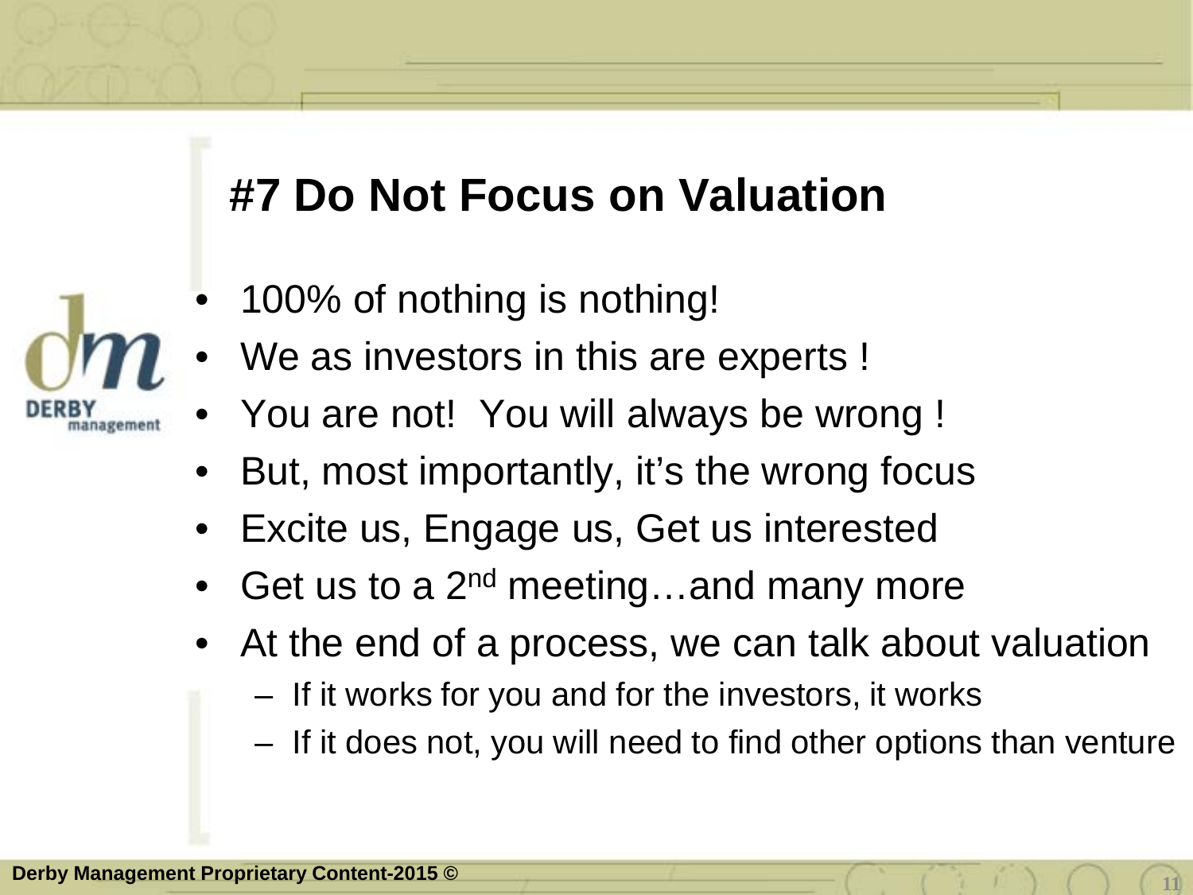# #7 Do Not Focus on Valuation

- 100% of nothing is nothing!
- We as investors in this are experts !
- You are not!  You will always be wrong !
- But, most importantly, it's the wrong focus
- Excite us, Engage us, Get us interested
- Get us to a 2nd meeting…and many more
- At the end of a process, we can talk about valuation
  - If it works for you and for the investors, it works
  - If it does not, you will need to find other options than venture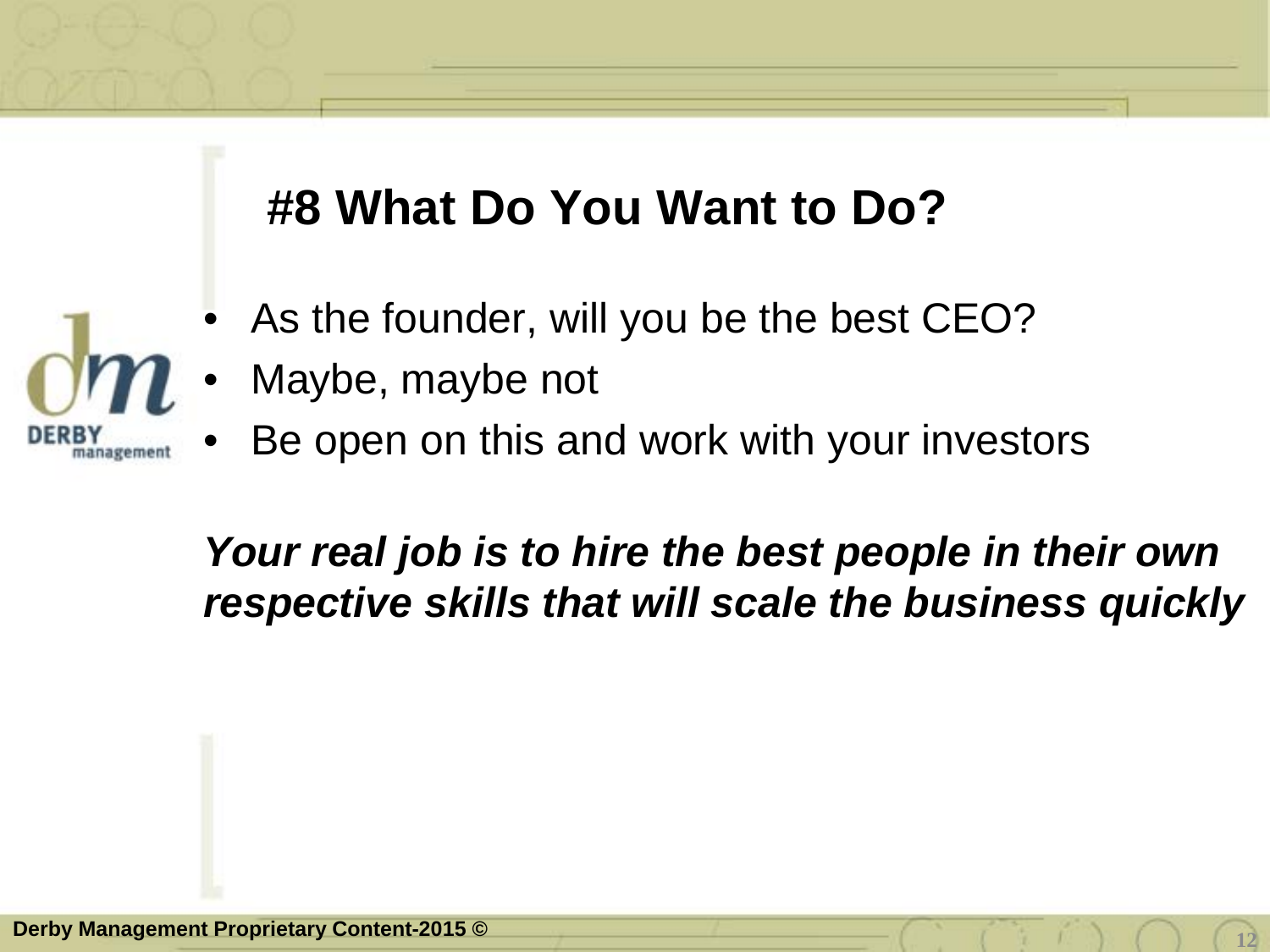# #8 What Do You Want to Do?

- As the founder, will you be the best CEO?
- Maybe, maybe not
- Be open on this and work with your investors

***Your real job is to hire the best people in their own respective skills that will scale the business quickly***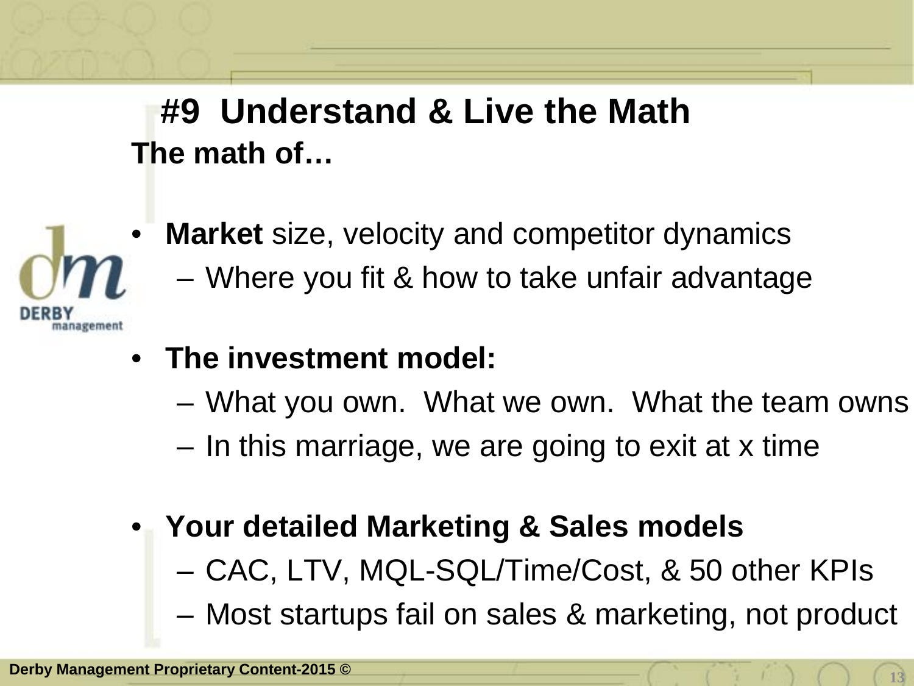# #9 Understand & Live the Math

**The math of…**

- **Market** size, velocity and competitor dynamics
  - Where you fit & how to take unfair advantage

- **The investment model:**
  - What you own. What we own. What the team owns
  - In this marriage, we are going to exit at x time

- ***Your detailed Marketing & Sales models***
  - CAC, LTV, MQL-SQL/Time/Cost, & 50 other KPIs
  - Most startups fail on sales & marketing, not product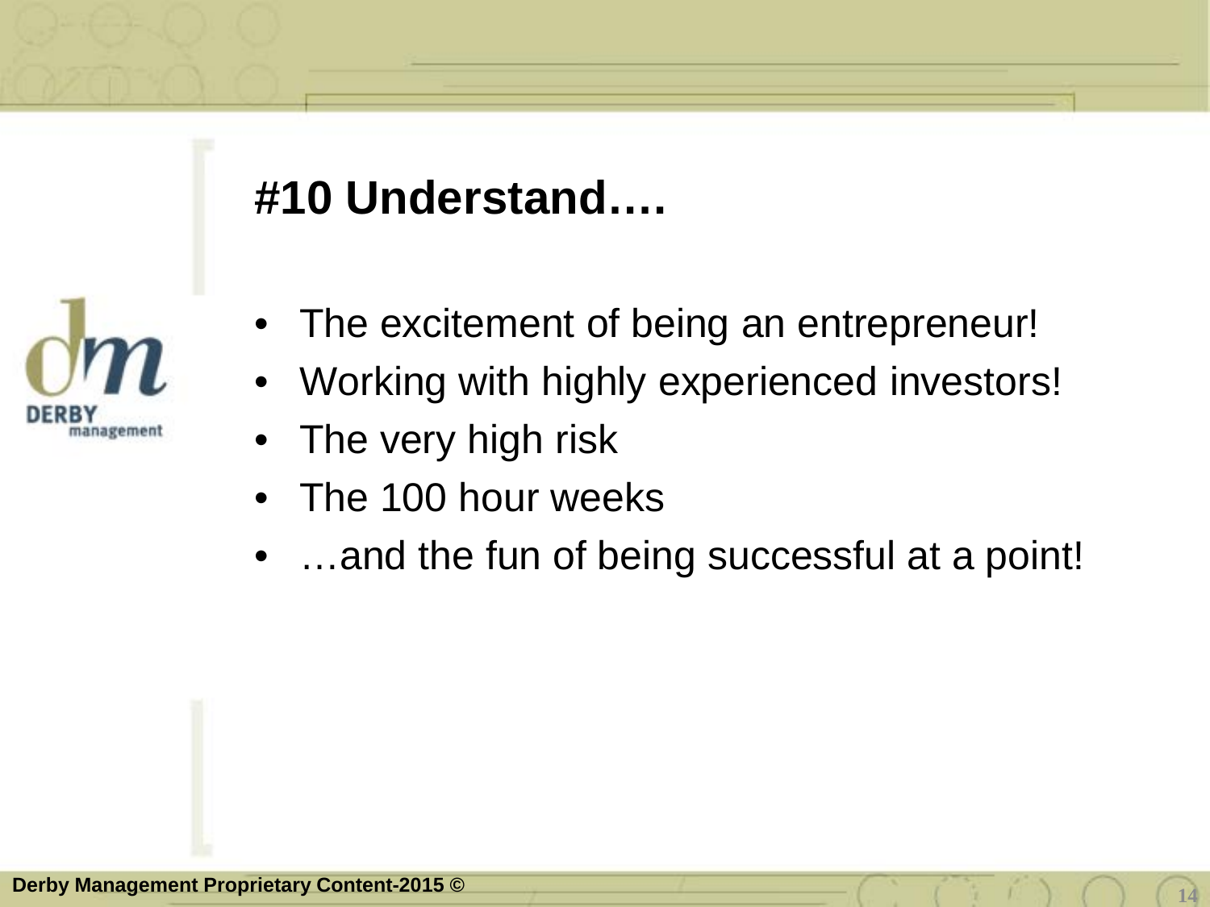## #10 Understand….

- The excitement of being an entrepreneur!
- Working with highly experienced investors!
- The very high risk
- The 100 hour weeks
- …and the fun of being successful at a point!